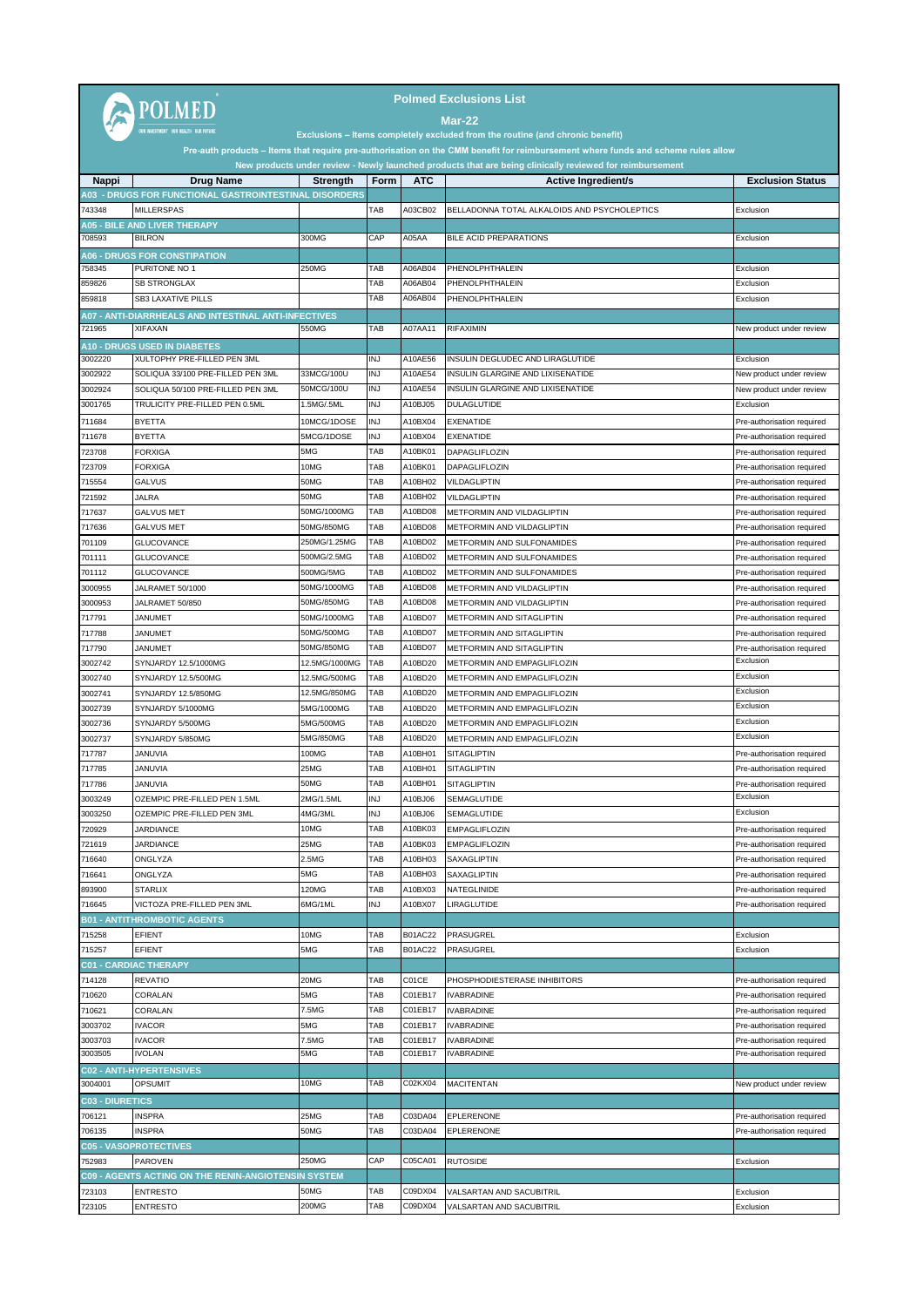# Polmed Exclusions List

## Mar-22

**Exclusions – Items completely excluded from the routine (and chronic benefit)**

**Pre-auth products – Items that require pre-authorisation on the CMM benefit for reimbursement where funds and scheme rules allow**

**New products under review - Newly launched products that are being clinically reviewed for reimbursement**

| Nappi | Drug Name | Strength | Form | ATC | Active Ingredient/s | Exclusion Status |
|---|---|---|---|---|---|---|
| **A03 - DRUGS FOR FUNCTIONAL GASTROINTESTINAL DISORDERS** | | | | | | |
| 743348 | MILLERSPAS | | TAB | A03CB02 | BELLADONNA TOTAL ALKALOIDS AND PSYCHOLEPTICS | Exclusion |
| **A05 - BILE AND LIVER THERAPY** | | | | | | |
| 708593 | BILRON | 300MG | CAP | A05AA | BILE ACID PREPARATIONS | Exclusion |
| **A06 - DRUGS FOR CONSTIPATION** | | | | | | |
| 758345 | PURITONE NO 1 | 250MG | TAB | A06AB04 | PHENOLPHTHALEIN | Exclusion |
| 859826 | SB STRONGLAX | | TAB | A06AB04 | PHENOLPHTHALEIN | Exclusion |
| 859818 | SB3 LAXATIVE PILLS | | TAB | A06AB04 | PHENOLPHTHALEIN | Exclusion |
| **A07 - ANTI-DIARRHEALS AND INTESTINAL ANTI-INFECTIVES** | | | | | | |
| 721965 | XIFAXAN | 550MG | TAB | A07AA11 | RIFAXIMIN | New product under review |
| **A10 - DRUGS USED IN DIABETES** | | | | | | |
| 3002220 | XULTOPHY PRE-FILLED PEN 3ML | | INJ | A10AE56 | INSULIN DEGLUDEC AND LIRAGLUTIDE | Exclusion |
| 3002922 | SOLIQUA 33/100 PRE-FILLED PEN 3ML | 33MCG/100U | INJ | A10AE54 | INSULIN GLARGINE AND LIXISENATIDE | New product under review |
| 3002924 | SOLIQUA 50/100 PRE-FILLED PEN 3ML | 50MCG/100U | INJ | A10AE54 | INSULIN GLARGINE AND LIXISENATIDE | New product under review |
| 3001765 | TRULICITY PRE-FILLED PEN 0.5ML | 1.5MG/.5ML | INJ | A10BJ05 | DULAGLUTIDE | Exclusion |
| 711684 | BYETTA | 10MCG/1DOSE | INJ | A10BX04 | EXENATIDE | Pre-authorisation required |
| 711678 | BYETTA | 5MCG/1DOSE | INJ | A10BX04 | EXENATIDE | Pre-authorisation required |
| 723708 | FORXIGA | 5MG | TAB | A10BK01 | DAPAGLIFLOZIN | Pre-authorisation required |
| 723709 | FORXIGA | 10MG | TAB | A10BK01 | DAPAGLIFLOZIN | Pre-authorisation required |
| 715554 | GALVUS | 50MG | TAB | A10BH02 | VILDAGLIPTIN | Pre-authorisation required |
| 721592 | JALRA | 50MG | TAB | A10BH02 | VILDAGLIPTIN | Pre-authorisation required |
| 717637 | GALVUS MET | 50MG/1000MG | TAB | A10BD08 | METFORMIN AND VILDAGLIPTIN | Pre-authorisation required |
| 717636 | GALVUS MET | 50MG/850MG | TAB | A10BD08 | METFORMIN AND VILDAGLIPTIN | Pre-authorisation required |
| 701109 | GLUCOVANCE | 250MG/1.25MG | TAB | A10BD02 | METFORMIN AND SULFONAMIDES | Pre-authorisation required |
| 701111 | GLUCOVANCE | 500MG/2.5MG | TAB | A10BD02 | METFORMIN AND SULFONAMIDES | Pre-authorisation required |
| 701112 | GLUCOVANCE | 500MG/5MG | TAB | A10BD02 | METFORMIN AND SULFONAMIDES | Pre-authorisation required |
| 3000955 | JALRAMET 50/1000 | 50MG/1000MG | TAB | A10BD08 | METFORMIN AND VILDAGLIPTIN | Pre-authorisation required |
| 3000953 | JALRAMET 50/850 | 50MG/850MG | TAB | A10BD08 | METFORMIN AND VILDAGLIPTIN | Pre-authorisation required |
| 717791 | JANUMET | 50MG/1000MG | TAB | A10BD07 | METFORMIN AND SITAGLIPTIN | Pre-authorisation required |
| 717788 | JANUMET | 50MG/500MG | TAB | A10BD07 | METFORMIN AND SITAGLIPTIN | Pre-authorisation required |
| 717790 | JANUMET | 50MG/850MG | TAB | A10BD07 | METFORMIN AND SITAGLIPTIN | Pre-authorisation required |
| 3002742 | SYNJARDY 12.5/1000MG | 12.5MG/1000MG | TAB | A10BD20 | METFORMIN AND EMPAGLIFLOZIN | Exclusion |
| 3002740 | SYNJARDY 12.5/500MG | 12.5MG/500MG | TAB | A10BD20 | METFORMIN AND EMPAGLIFLOZIN | Exclusion |
| 3002741 | SYNJARDY 12.5/850MG | 12.5MG/850MG | TAB | A10BD20 | METFORMIN AND EMPAGLIFLOZIN | Exclusion |
| 3002739 | SYNJARDY 5/1000MG | 5MG/1000MG | TAB | A10BD20 | METFORMIN AND EMPAGLIFLOZIN | Exclusion |
| 3002736 | SYNJARDY 5/500MG | 5MG/500MG | TAB | A10BD20 | METFORMIN AND EMPAGLIFLOZIN | Exclusion |
| 3002737 | SYNJARDY 5/850MG | 5MG/850MG | TAB | A10BD20 | METFORMIN AND EMPAGLIFLOZIN | Exclusion |
| 717787 | JANUVIA | 100MG | TAB | A10BH01 | SITAGLIPTIN | Pre-authorisation required |
| 717785 | JANUVIA | 25MG | TAB | A10BH01 | SITAGLIPTIN | Pre-authorisation required |
| 717786 | JANUVIA | 50MG | TAB | A10BH01 | SITAGLIPTIN | Pre-authorisation required |
| 3003249 | OZEMPIC PRE-FILLED PEN 1.5ML | 2MG/1.5ML | INJ | A10BJ06 | SEMAGLUTIDE | Exclusion |
| 3003250 | OZEMPIC PRE-FILLED PEN 3ML | 4MG/3ML | INJ | A10BJ06 | SEMAGLUTIDE | Exclusion |
| 720929 | JARDIANCE | 10MG | TAB | A10BK03 | EMPAGLIFLOZIN | Pre-authorisation required |
| 721619 | JARDIANCE | 25MG | TAB | A10BK03 | EMPAGLIFLOZIN | Pre-authorisation required |
| 716640 | ONGLYZA | 2.5MG | TAB | A10BH03 | SAXAGLIPTIN | Pre-authorisation required |
| 716641 | ONGLYZA | 5MG | TAB | A10BH03 | SAXAGLIPTIN | Pre-authorisation required |
| 893900 | STARLIX | 120MG | TAB | A10BX03 | NATEGLINIDE | Pre-authorisation required |
| 716645 | VICTOZA PRE-FILLED PEN 3ML | 6MG/1ML | INJ | A10BX07 | LIRAGLUTIDE | Pre-authorisation required |
| **B01 - ANTITHROMBOTIC AGENTS** | | | | | | |
| 715258 | EFIENT | 10MG | TAB | B01AC22 | PRASUGREL | Exclusion |
| 715257 | EFIENT | 5MG | TAB | B01AC22 | PRASUGREL | Exclusion |
| **C01 - CARDIAC THERAPY** | | | | | | |
| 714128 | REVATIO | 20MG | TAB | C01CE | PHOSPHODIESTERASE INHIBITORS | Pre-authorisation required |
| 710620 | CORALAN | 5MG | TAB | C01EB17 | IVABRADINE | Pre-authorisation required |
| 710621 | CORALAN | 7.5MG | TAB | C01EB17 | IVABRADINE | Pre-authorisation required |
| 3003702 | IVACOR | 5MG | TAB | C01EB17 | IVABRADINE | Pre-authorisation required |
| 3003703 | IVACOR | 7.5MG | TAB | C01EB17 | IVABRADINE | Pre-authorisation required |
| 3003505 | IVOLAN | 5MG | TAB | C01EB17 | IVABRADINE | Pre-authorisation required |
| **C02 - ANTI-HYPERTENSIVES** | | | | | | |
| 3004001 | OPSUMIT | 10MG | TAB | C02KX04 | MACITENTAN | New product under review |
| **C03 - DIURETICS** | | | | | | |
| 706121 | INSPRA | 25MG | TAB | C03DA04 | EPLERENONE | Pre-authorisation required |
| 706135 | INSPRA | 50MG | TAB | C03DA04 | EPLERENONE | Pre-authorisation required |
| **C05 - VASOPROTECTIVES** | | | | | | |
| 752983 | PAROVEN | 250MG | CAP | C05CA01 | RUTOSIDE | Exclusion |
| **C09 - AGENTS ACTING ON THE RENIN-ANGIOTENSIN SYSTEM** | | | | | | |
| 723103 | ENTRESTO | 50MG | TAB | C09DX04 | VALSARTAN AND SACUBITRIL | Exclusion |
| 723105 | ENTRESTO | 200MG | TAB | C09DX04 | VALSARTAN AND SACUBITRIL | Exclusion |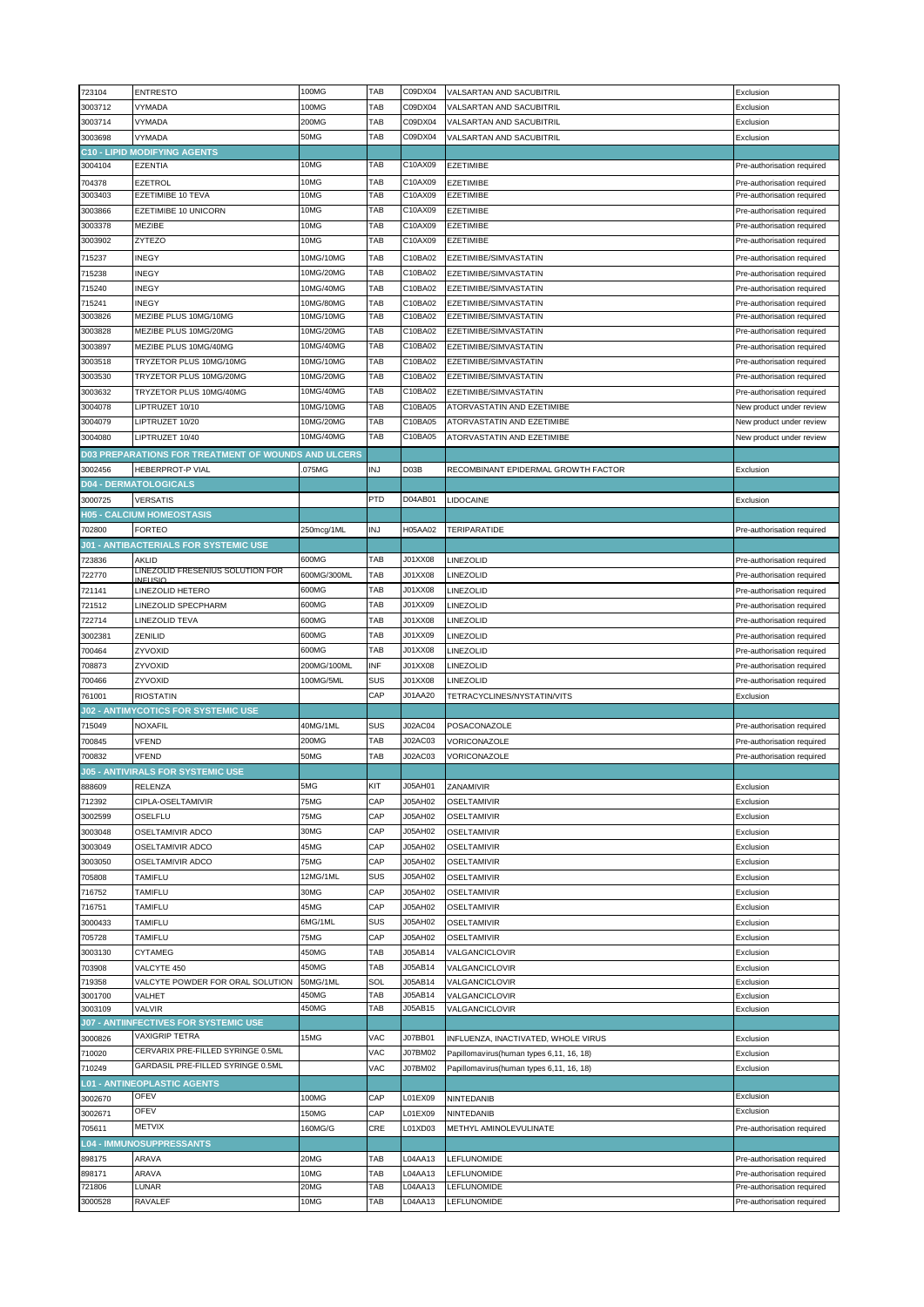| | | | | | | |
|---|---|---|---|---|---|---|
| 723104 | ENTRESTO | 100MG | TAB | C09DX04 | VALSARTAN AND SACUBITRIL | Exclusion |
| 3003712 | VYMADA | 100MG | TAB | C09DX04 | VALSARTAN AND SACUBITRIL | Exclusion |
| 3003714 | VYMADA | 200MG | TAB | C09DX04 | VALSARTAN AND SACUBITRIL | Exclusion |
| 3003698 | VYMADA | 50MG | TAB | C09DX04 | VALSARTAN AND SACUBITRIL | Exclusion |
| **C10 - LIPID MODIFYING AGENTS** | | | | | | |
| 3004104 | EZENTIA | 10MG | TAB | C10AX09 | EZETIMIBE | Pre-authorisation required |
| 704378 | EZETROL | 10MG | TAB | C10AX09 | EZETIMIBE | Pre-authorisation required |
| 3003403 | EZETIMIBE 10 TEVA | 10MG | TAB | C10AX09 | EZETIMIBE | Pre-authorisation required |
| 3003866 | EZETIMIBE 10 UNICORN | 10MG | TAB | C10AX09 | EZETIMIBE | Pre-authorisation required |
| 3003378 | MEZIBE | 10MG | TAB | C10AX09 | EZETIMIBE | Pre-authorisation required |
| 3003902 | ZYTEZO | 10MG | TAB | C10AX09 | EZETIMIBE | Pre-authorisation required |
| 715237 | INEGY | 10MG/10MG | TAB | C10BA02 | EZETIMIBE/SIMVASTATIN | Pre-authorisation required |
| 715238 | INEGY | 10MG/20MG | TAB | C10BA02 | EZETIMIBE/SIMVASTATIN | Pre-authorisation required |
| 715240 | INEGY | 10MG/40MG | TAB | C10BA02 | EZETIMIBE/SIMVASTATIN | Pre-authorisation required |
| 715241 | INEGY | 10MG/80MG | TAB | C10BA02 | EZETIMIBE/SIMVASTATIN | Pre-authorisation required |
| 3003826 | MEZIBE PLUS 10MG/10MG | 10MG/10MG | TAB | C10BA02 | EZETIMIBE/SIMVASTATIN | Pre-authorisation required |
| 3003828 | MEZIBE PLUS 10MG/20MG | 10MG/20MG | TAB | C10BA02 | EZETIMIBE/SIMVASTATIN | Pre-authorisation required |
| 3003897 | MEZIBE PLUS 10MG/40MG | 10MG/40MG | TAB | C10BA02 | EZETIMIBE/SIMVASTATIN | Pre-authorisation required |
| 3003518 | TRYZETOR PLUS 10MG/10MG | 10MG/10MG | TAB | C10BA02 | EZETIMIBE/SIMVASTATIN | Pre-authorisation required |
| 3003530 | TRYZETOR PLUS 10MG/20MG | 10MG/20MG | TAB | C10BA02 | EZETIMIBE/SIMVASTATIN | Pre-authorisation required |
| 3003632 | TRYZETOR PLUS 10MG/40MG | 10MG/40MG | TAB | C10BA02 | EZETIMIBE/SIMVASTATIN | Pre-authorisation required |
| 3004078 | LIPTRUZET 10/10 | 10MG/10MG | TAB | C10BA05 | ATORVASTATIN AND EZETIMIBE | New product under review |
| 3004079 | LIPTRUZET 10/20 | 10MG/20MG | TAB | C10BA05 | ATORVASTATIN AND EZETIMIBE | New product under review |
| 3004080 | LIPTRUZET 10/40 | 10MG/40MG | TAB | C10BA05 | ATORVASTATIN AND EZETIMIBE | New product under review |
| **D03 PREPARATIONS FOR TREATMENT OF WOUNDS AND ULCERS** | | | | | | |
| 3002456 | HEBERPROT-P VIAL | .075MG | INJ | D03B | RECOMBINANT EPIDERMAL GROWTH FACTOR | Exclusion |
| **D04 - DERMATOLOGICALS** | | | | | | |
| 3000725 | VERSATIS | | PTD | D04AB01 | LIDOCAINE | Exclusion |
| **H05 - CALCIUM HOMEOSTASIS** | | | | | | |
| 702800 | FORTEO | 250mcg/1ML | INJ | H05AA02 | TERIPARATIDE | Pre-authorisation required |
| **J01 - ANTIBACTERIALS FOR SYSTEMIC USE** | | | | | | |
| 723836 | AKLID | 600MG | TAB | J01XX08 | LINEZOLID | Pre-authorisation required |
| 722770 | LINEZOLID FRESENIUS SOLUTION FOR INFUSIO | 600MG/300ML | TAB | J01XX08 | LINEZOLID | Pre-authorisation required |
| 721141 | LINEZOLID HETERO | 600MG | TAB | J01XX08 | LINEZOLID | Pre-authorisation required |
| 721512 | LINEZOLID SPECPHARM | 600MG | TAB | J01XX09 | LINEZOLID | Pre-authorisation required |
| 722714 | LINEZOLID TEVA | 600MG | TAB | J01XX08 | LINEZOLID | Pre-authorisation required |
| 3002381 | ZENILID | 600MG | TAB | J01XX09 | LINEZOLID | Pre-authorisation required |
| 700464 | ZYVOXID | 600MG | TAB | J01XX08 | LINEZOLID | Pre-authorisation required |
| 708873 | ZYVOXID | 200MG/100ML | INF | J01XX08 | LINEZOLID | Pre-authorisation required |
| 700466 | ZYVOXID | 100MG/5ML | SUS | J01XX08 | LINEZOLID | Pre-authorisation required |
| 761001 | RIOSTATIN | | CAP | J01AA20 | TETRACYCLINES/NYSTATIN/VITS | Exclusion |
| **J02 - ANTIMYCOTICS FOR SYSTEMIC USE** | | | | | | |
| 715049 | NOXAFIL | 40MG/1ML | SUS | J02AC04 | POSACONAZOLE | Pre-authorisation required |
| 700845 | VFEND | 200MG | TAB | J02AC03 | VORICONAZOLE | Pre-authorisation required |
| 700832 | VFEND | 50MG | TAB | J02AC03 | VORICONAZOLE | Pre-authorisation required |
| **J05 - ANTIVIRALS FOR SYSTEMIC USE** | | | | | | |
| 888609 | RELENZA | 5MG | KIT | J05AH01 | ZANAMIVIR | Exclusion |
| 712392 | CIPLA-OSELTAMIVIR | 75MG | CAP | J05AH02 | OSELTAMIVIR | Exclusion |
| 3002599 | OSELFLU | 75MG | CAP | J05AH02 | OSELTAMIVIR | Exclusion |
| 3003048 | OSELTAMIVIR ADCO | 30MG | CAP | J05AH02 | OSELTAMIVIR | Exclusion |
| 3003049 | OSELTAMIVIR ADCO | 45MG | CAP | J05AH02 | OSELTAMIVIR | Exclusion |
| 3003050 | OSELTAMIVIR ADCO | 75MG | CAP | J05AH02 | OSELTAMIVIR | Exclusion |
| 705808 | TAMIFLU | 12MG/1ML | SUS | J05AH02 | OSELTAMIVIR | Exclusion |
| 716752 | TAMIFLU | 30MG | CAP | J05AH02 | OSELTAMIVIR | Exclusion |
| 716751 | TAMIFLU | 45MG | CAP | J05AH02 | OSELTAMIVIR | Exclusion |
| 3000433 | TAMIFLU | 6MG/1ML | SUS | J05AH02 | OSELTAMIVIR | Exclusion |
| 705728 | TAMIFLU | 75MG | CAP | J05AH02 | OSELTAMIVIR | Exclusion |
| 3003130 | CYTAMEG | 450MG | TAB | J05AB14 | VALGANCICLOVIR | Exclusion |
| 703908 | VALCYTE 450 | 450MG | TAB | J05AB14 | VALGANCICLOVIR | Exclusion |
| 719358 | VALCYTE POWDER FOR ORAL SOLUTION | 50MG/1ML | SOL | J05AB14 | VALGANCICLOVIR | Exclusion |
| 3001700 | VALHET | 450MG | TAB | J05AB14 | VALGANCICLOVIR | Exclusion |
| 3003109 | VALVIR | 450MG | TAB | J05AB15 | VALGANCICLOVIR | Exclusion |
| **J07 - ANTIINFECTIVES FOR SYSTEMIC USE** | | | | | | |
| 3000826 | VAXIGRIP TETRA | 15MG | VAC | J07BB01 | INFLUENZA, INACTIVATED, WHOLE VIRUS | Exclusion |
| 710020 | CERVARIX PRE-FILLED SYRINGE 0.5ML | | VAC | J07BM02 | Papillomavirus(human types 6,11, 16, 18) | Exclusion |
| 710249 | GARDASIL PRE-FILLED SYRINGE 0.5ML | | VAC | J07BM02 | Papillomavirus(human types 6,11, 16, 18) | Exclusion |
| **L01 - ANTINEOPLASTIC AGENTS** | | | | | | |
| 3002670 | OFEV | 100MG | CAP | L01EX09 | NINTEDANIB | Exclusion |
| 3002671 | OFEV | 150MG | CAP | L01EX09 | NINTEDANIB | Exclusion |
| 705611 | METVIX | 160MG/G | CRE | L01XD03 | METHYL AMINOLEVULINATE | Pre-authorisation required |
| **L04 - IMMUNOSUPPRESSANTS** | | | | | | |
| 898175 | ARAVA | 20MG | TAB | L04AA13 | LEFLUNOMIDE | Pre-authorisation required |
| 898171 | ARAVA | 10MG | TAB | L04AA13 | LEFLUNOMIDE | Pre-authorisation required |
| 721806 | LUNAR | 20MG | TAB | L04AA13 | LEFLUNOMIDE | Pre-authorisation required |
| 3000528 | RAVALEF | 10MG | TAB | L04AA13 | LEFLUNOMIDE | Pre-authorisation required |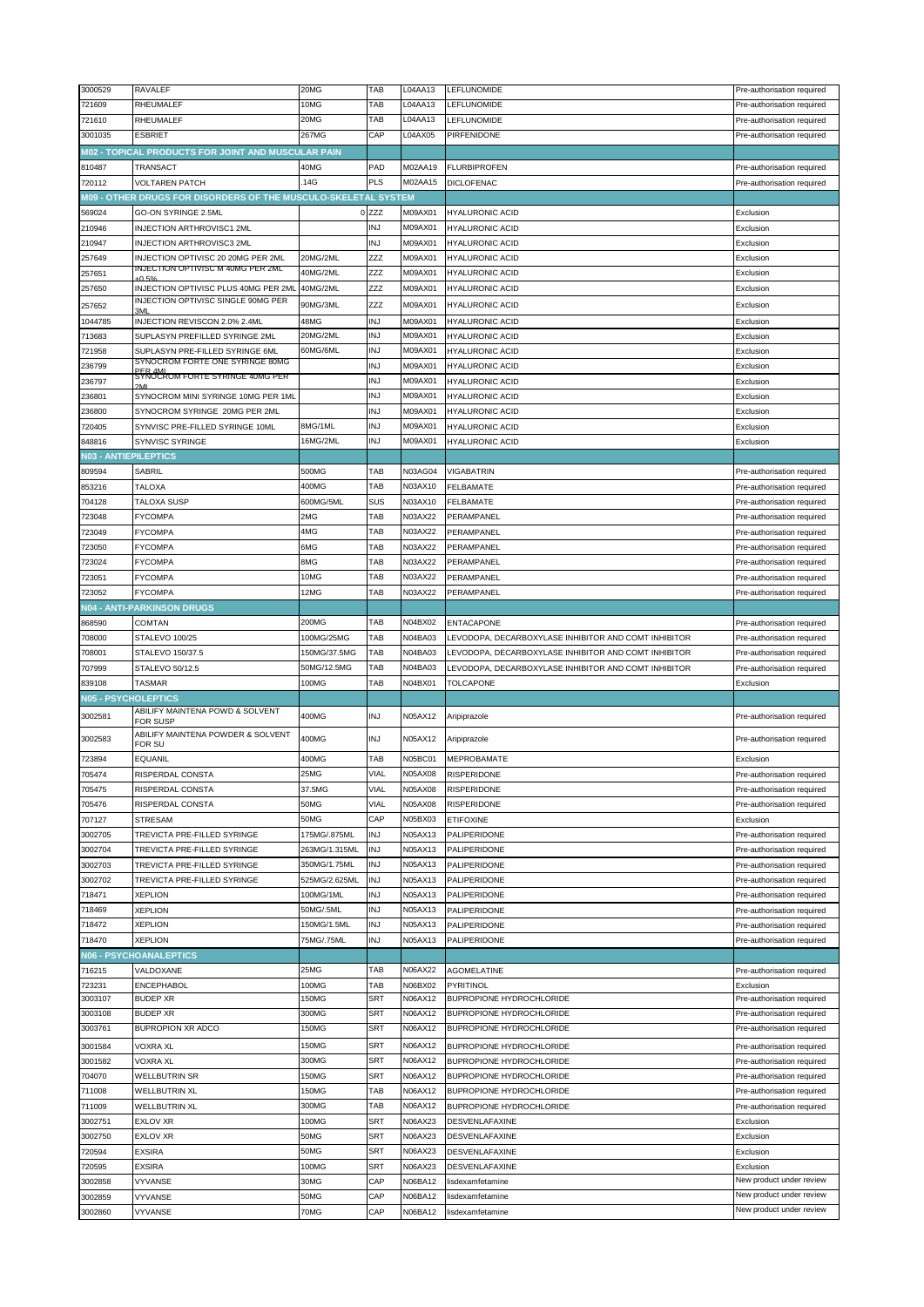| | | | | | | |
|---|---|---|---|---|---|---|
| 3000529 | RAVALEF | 20MG | TAB | L04AA13 | LEFLUNOMIDE | Pre-authorisation required |
| 721609 | RHEUMALEF | 10MG | TAB | L04AA13 | LEFLUNOMIDE | Pre-authorisation required |
| 721610 | RHEUMALEF | 20MG | TAB | L04AA13 | LEFLUNOMIDE | Pre-authorisation required |
| 3001035 | ESBRIET | 267MG | CAP | L04AX05 | PIRFENIDONE | Pre-authorisation required |
| **M02 - TOPICAL PRODUCTS FOR JOINT AND MUSCULAR PAIN** | | | | | | |
| 810487 | TRANSACT | 40MG | PAD | M02AA19 | FLURBIPROFEN | Pre-authorisation required |
| 720112 | VOLTAREN PATCH | .14G | PLS | M02AA15 | DICLOFENAC | Pre-authorisation required |
| **M09 - OTHER DRUGS FOR DISORDERS OF THE MUSCULO-SKELETAL SYSTEM** | | | | | | |
| 569024 | GO-ON SYRINGE 2.5ML | 0 | ZZZ | M09AX01 | HYALURONIC ACID | Exclusion |
| 210946 | INJECTION ARTHROVISC1 2ML | | INJ | M09AX01 | HYALURONIC ACID | Exclusion |
| 210947 | INJECTION ARTHROVISC3 2ML | | INJ | M09AX01 | HYALURONIC ACID | Exclusion |
| 257649 | INJECTION OPTIVISC 20 20MG PER 2ML | 20MG/2ML | ZZZ | M09AX01 | HYALURONIC ACID | Exclusion |
| 257651 | INJECTION OPTIVISC M 40MG PER 2ML +0.5% | 40MG/2ML | ZZZ | M09AX01 | HYALURONIC ACID | Exclusion |
| 257650 | INJECTION OPTIVISC PLUS 40MG PER 2ML | 40MG/2ML | ZZZ | M09AX01 | HYALURONIC ACID | Exclusion |
| 257652 | INJECTION OPTIVISC SINGLE 90MG PER 3ML | 90MG/3ML | ZZZ | M09AX01 | HYALURONIC ACID | Exclusion |
| 1044785 | INJECTION REVISCON 2.0% 2.4ML | 48MG | INJ | M09AX01 | HYALURONIC ACID | Exclusion |
| 713683 | SUPLASYN PREFILLED SYRINGE 2ML | 20MG/2ML | INJ | M09AX01 | HYALURONIC ACID | Exclusion |
| 721958 | SUPLASYN PRE-FILLED SYRINGE 6ML | 60MG/6ML | INJ | M09AX01 | HYALURONIC ACID | Exclusion |
| 236799 | SYNOCROM FORTE ONE SYRINGE 80MG PER 4ML | | INJ | M09AX01 | HYALURONIC ACID | Exclusion |
| 236797 | SYNOCROM FORTE SYRINGE 40MG PER 2ML | | INJ | M09AX01 | HYALURONIC ACID | Exclusion |
| 236801 | SYNOCROM MINI SYRINGE 10MG PER 1ML | | INJ | M09AX01 | HYALURONIC ACID | Exclusion |
| 236800 | SYNOCROM SYRINGE 20MG PER 2ML | | INJ | M09AX01 | HYALURONIC ACID | Exclusion |
| 720405 | SYNVISC PRE-FILLED SYRINGE 10ML | 8MG/1ML | INJ | M09AX01 | HYALURONIC ACID | Exclusion |
| 848816 | SYNVISC SYRINGE | 16MG/2ML | INJ | M09AX01 | HYALURONIC ACID | Exclusion |
| **N03 - ANTIEPILEPTICS** | | | | | | |
| 809594 | SABRIL | 500MG | TAB | N03AG04 | VIGABATRIN | Pre-authorisation required |
| 853216 | TALOXA | 400MG | TAB | N03AX10 | FELBAMATE | Pre-authorisation required |
| 704128 | TALOXA SUSP | 600MG/5ML | SUS | N03AX10 | FELBAMATE | Pre-authorisation required |
| 723048 | FYCOMPA | 2MG | TAB | N03AX22 | PERAMPANEL | Pre-authorisation required |
| 723049 | FYCOMPA | 4MG | TAB | N03AX22 | PERAMPANEL | Pre-authorisation required |
| 723050 | FYCOMPA | 6MG | TAB | N03AX22 | PERAMPANEL | Pre-authorisation required |
| 723024 | FYCOMPA | 8MG | TAB | N03AX22 | PERAMPANEL | Pre-authorisation required |
| 723051 | FYCOMPA | 10MG | TAB | N03AX22 | PERAMPANEL | Pre-authorisation required |
| 723052 | FYCOMPA | 12MG | TAB | N03AX22 | PERAMPANEL | Pre-authorisation required |
| **N04 - ANTI-PARKINSON DRUGS** | | | | | | |
| 868590 | COMTAN | 200MG | TAB | N04BX02 | ENTACAPONE | Pre-authorisation required |
| 708000 | STALEVO 100/25 | 100MG/25MG | TAB | N04BA03 | LEVODOPA, DECARBOXYLASE INHIBITOR AND COMT INHIBITOR | Pre-authorisation required |
| 708001 | STALEVO 150/37.5 | 150MG/37.5MG | TAB | N04BA03 | LEVODOPA, DECARBOXYLASE INHIBITOR AND COMT INHIBITOR | Pre-authorisation required |
| 707999 | STALEVO 50/12.5 | 50MG/12.5MG | TAB | N04BA03 | LEVODOPA, DECARBOXYLASE INHIBITOR AND COMT INHIBITOR | Pre-authorisation required |
| 839108 | TASMAR | 100MG | TAB | N04BX01 | TOLCAPONE | Exclusion |
| **N05 - PSYCHOLEPTICS** | | | | | | |
| 3002581 | ABILIFY MAINTENA POWD & SOLVENT FOR SUSP | 400MG | INJ | N05AX12 | Aripiprazole | Pre-authorisation required |
| 3002583 | ABILIFY MAINTENA POWDER & SOLVENT FOR SU | 400MG | INJ | N05AX12 | Aripiprazole | Pre-authorisation required |
| 723894 | EQUANIL | 400MG | TAB | N05BC01 | MEPROBAMATE | Exclusion |
| 705474 | RISPERDAL CONSTA | 25MG | VIAL | N05AX08 | RISPERIDONE | Pre-authorisation required |
| 705475 | RISPERDAL CONSTA | 37.5MG | VIAL | N05AX08 | RISPERIDONE | Pre-authorisation required |
| 705476 | RISPERDAL CONSTA | 50MG | VIAL | N05AX08 | RISPERIDONE | Pre-authorisation required |
| 707127 | STRESAM | 50MG | CAP | N05BX03 | ETIFOXINE | Exclusion |
| 3002705 | TREVICTA PRE-FILLED SYRINGE | 175MG/.875ML | INJ | N05AX13 | PALIPERIDONE | Pre-authorisation required |
| 3002704 | TREVICTA PRE-FILLED SYRINGE | 263MG/1.315ML | INJ | N05AX13 | PALIPERIDONE | Pre-authorisation required |
| 3002703 | TREVICTA PRE-FILLED SYRINGE | 350MG/1.75ML | INJ | N05AX13 | PALIPERIDONE | Pre-authorisation required |
| 3002702 | TREVICTA PRE-FILLED SYRINGE | 525MG/2.625ML | INJ | N05AX13 | PALIPERIDONE | Pre-authorisation required |
| 718471 | XEPLION | 100MG/1ML | INJ | N05AX13 | PALIPERIDONE | Pre-authorisation required |
| 718469 | XEPLION | 50MG/.5ML | INJ | N05AX13 | PALIPERIDONE | Pre-authorisation required |
| 718472 | XEPLION | 150MG/1.5ML | INJ | N05AX13 | PALIPERIDONE | Pre-authorisation required |
| 718470 | XEPLION | 75MG/.75ML | INJ | N05AX13 | PALIPERIDONE | Pre-authorisation required |
| **N06 - PSYCHOANALEPTICS** | | | | | | |
| 716215 | VALDOXANE | 25MG | TAB | N06AX22 | AGOMELATINE | Pre-authorisation required |
| 723231 | ENCEPHABOL | 100MG | TAB | N06BX02 | PYRITINOL | Exclusion |
| 3003107 | BUDEP XR | 150MG | SRT | N06AX12 | BUPROPIONE HYDROCHLORIDE | Pre-authorisation required |
| 3003108 | BUDEP XR | 300MG | SRT | N06AX12 | BUPROPIONE HYDROCHLORIDE | Pre-authorisation required |
| 3003761 | BUPROPION XR ADCO | 150MG | SRT | N06AX12 | BUPROPIONE HYDROCHLORIDE | Pre-authorisation required |
| 3001584 | VOXRA XL | 150MG | SRT | N06AX12 | BUPROPIONE HYDROCHLORIDE | Pre-authorisation required |
| 3001582 | VOXRA XL | 300MG | SRT | N06AX12 | BUPROPIONE HYDROCHLORIDE | Pre-authorisation required |
| 704070 | WELLBUTRIN SR | 150MG | SRT | N06AX12 | BUPROPIONE HYDROCHLORIDE | Pre-authorisation required |
| 711008 | WELLBUTRIN XL | 150MG | TAB | N06AX12 | BUPROPIONE HYDROCHLORIDE | Pre-authorisation required |
| 711009 | WELLBUTRIN XL | 300MG | TAB | N06AX12 | BUPROPIONE HYDROCHLORIDE | Pre-authorisation required |
| 3002751 | EXLOV XR | 100MG | SRT | N06AX23 | DESVENLAFAXINE | Exclusion |
| 3002750 | EXLOV XR | 50MG | SRT | N06AX23 | DESVENLAFAXINE | Exclusion |
| 720594 | EXSIRA | 50MG | SRT | N06AX23 | DESVENLAFAXINE | Exclusion |
| 720595 | EXSIRA | 100MG | SRT | N06AX23 | DESVENLAFAXINE | Exclusion |
| 3002858 | VYVANSE | 30MG | CAP | N06BA12 | lisdexamfetamine | New product under review |
| 3002859 | VYVANSE | 50MG | CAP | N06BA12 | lisdexamfetamine | New product under review |
| 3002860 | VYVANSE | 70MG | CAP | N06BA12 | lisdexamfetamine | New product under review |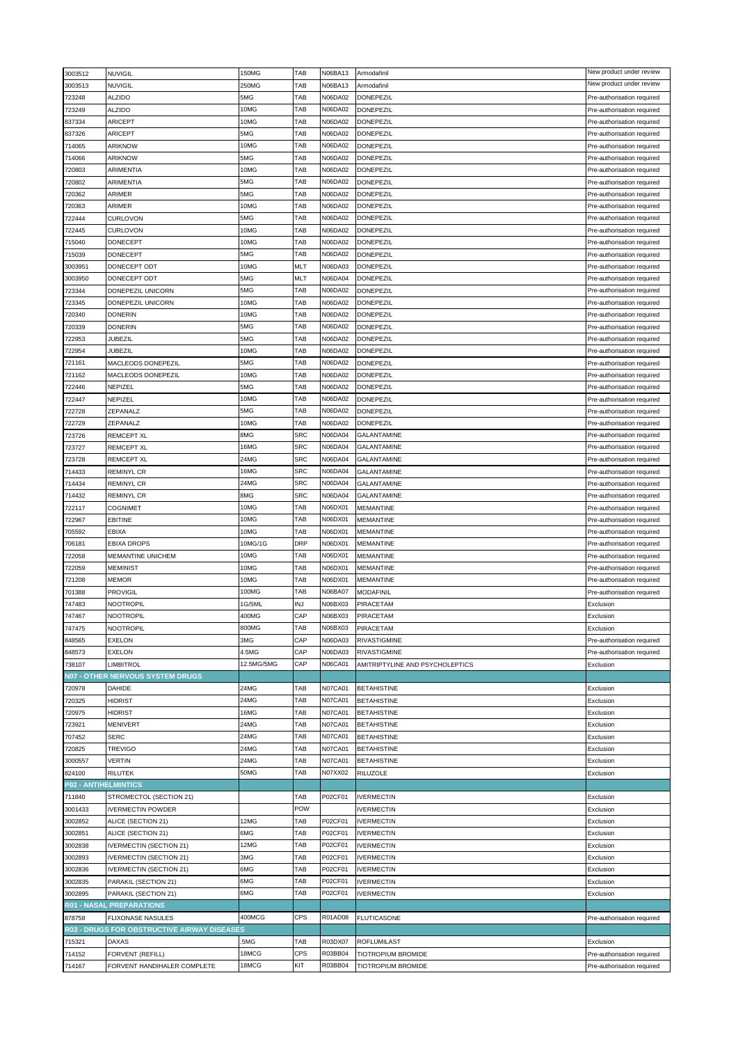| | | | | | | |
|---|---|---|---|---|---|---|
| 3003512 | NUVIGIL | 150MG | TAB | N06BA13 | Armodafinil | New product under review |
| 3003513 | NUVIGIL | 250MG | TAB | N06BA13 | Armodafinil | New product under review |
| 723248 | ALZIDO | 5MG | TAB | N06DA02 | DONEPEZIL | Pre-authorisation required |
| 723249 | ALZIDO | 10MG | TAB | N06DA02 | DONEPEZIL | Pre-authorisation required |
| 837334 | ARICEPT | 10MG | TAB | N06DA02 | DONEPEZIL | Pre-authorisation required |
| 837326 | ARICEPT | 5MG | TAB | N06DA02 | DONEPEZIL | Pre-authorisation required |
| 714065 | ARIKNOW | 10MG | TAB | N06DA02 | DONEPEZIL | Pre-authorisation required |
| 714066 | ARIKNOW | 5MG | TAB | N06DA02 | DONEPEZIL | Pre-authorisation required |
| 720803 | ARIMENTIA | 10MG | TAB | N06DA02 | DONEPEZIL | Pre-authorisation required |
| 720802 | ARIMENTIA | 5MG | TAB | N06DA02 | DONEPEZIL | Pre-authorisation required |
| 720362 | ARIMER | 5MG | TAB | N06DA02 | DONEPEZIL | Pre-authorisation required |
| 720363 | ARIMER | 10MG | TAB | N06DA02 | DONEPEZIL | Pre-authorisation required |
| 722444 | CURLOVON | 5MG | TAB | N06DA02 | DONEPEZIL | Pre-authorisation required |
| 722445 | CURLOVON | 10MG | TAB | N06DA02 | DONEPEZIL | Pre-authorisation required |
| 715040 | DONECEPT | 10MG | TAB | N06DA02 | DONEPEZIL | Pre-authorisation required |
| 715039 | DONECEPT | 5MG | TAB | N06DA02 | DONEPEZIL | Pre-authorisation required |
| 3003951 | DONECEPT ODT | 10MG | MLT | N06DA03 | DONEPEZIL | Pre-authorisation required |
| 3003950 | DONECEPT ODT | 5MG | MLT | N06DA04 | DONEPEZIL | Pre-authorisation required |
| 723344 | DONEPEZIL UNICORN | 5MG | TAB | N06DA02 | DONEPEZIL | Pre-authorisation required |
| 723345 | DONEPEZIL UNICORN | 10MG | TAB | N06DA02 | DONEPEZIL | Pre-authorisation required |
| 720340 | DONERIN | 10MG | TAB | N06DA02 | DONEPEZIL | Pre-authorisation required |
| 720339 | DONERIN | 5MG | TAB | N06DA02 | DONEPEZIL | Pre-authorisation required |
| 722953 | JUBEZIL | 5MG | TAB | N06DA02 | DONEPEZIL | Pre-authorisation required |
| 722954 | JUBEZIL | 10MG | TAB | N06DA02 | DONEPEZIL | Pre-authorisation required |
| 721161 | MACLEODS DONEPEZIL | 5MG | TAB | N06DA02 | DONEPEZIL | Pre-authorisation required |
| 721162 | MACLEODS DONEPEZIL | 10MG | TAB | N06DA02 | DONEPEZIL | Pre-authorisation required |
| 722446 | NEPIZEL | 5MG | TAB | N06DA02 | DONEPEZIL | Pre-authorisation required |
| 722447 | NEPIZEL | 10MG | TAB | N06DA02 | DONEPEZIL | Pre-authorisation required |
| 722728 | ZEPANALZ | 5MG | TAB | N06DA02 | DONEPEZIL | Pre-authorisation required |
| 722729 | ZEPANALZ | 10MG | TAB | N06DA02 | DONEPEZIL | Pre-authorisation required |
| 723726 | REMCEPT XL | 8MG | SRC | N06DA04 | GALANTAMINE | Pre-authorisation required |
| 723727 | REMCEPT XL | 16MG | SRC | N06DA04 | GALANTAMINE | Pre-authorisation required |
| 723728 | REMCEPT XL | 24MG | SRC | N06DA04 | GALANTAMINE | Pre-authorisation required |
| 714433 | REMINYL CR | 16MG | SRC | N06DA04 | GALANTAMINE | Pre-authorisation required |
| 714434 | REMINYL CR | 24MG | SRC | N06DA04 | GALANTAMINE | Pre-authorisation required |
| 714432 | REMINYL CR | 8MG | SRC | N06DA04 | GALANTAMINE | Pre-authorisation required |
| 722117 | COGNIMET | 10MG | TAB | N06DX01 | MEMANTINE | Pre-authorisation required |
| 722967 | EBITINE | 10MG | TAB | N06DX01 | MEMANTINE | Pre-authorisation required |
| 705592 | EBIXA | 10MG | TAB | N06DX01 | MEMANTINE | Pre-authorisation required |
| 706181 | EBIXA DROPS | 10MG/1G | DRP | N06DX01 | MEMANTINE | Pre-authorisation required |
| 722058 | MEMANTINE UNICHEM | 10MG | TAB | N06DX01 | MEMANTINE | Pre-authorisation required |
| 722059 | MEMINIST | 10MG | TAB | N06DX01 | MEMANTINE | Pre-authorisation required |
| 721208 | MEMOR | 10MG | TAB | N06DX01 | MEMANTINE | Pre-authorisation required |
| 701388 | PROVIGIL | 100MG | TAB | N06BA07 | MODAFINIL | Pre-authorisation required |
| 747483 | NOOTROPIL | 1G/5ML | INJ | N06BX03 | PIRACETAM | Exclusion |
| 747467 | NOOTROPIL | 400MG | CAP | N06BX03 | PIRACETAM | Exclusion |
| 747475 | NOOTROPIL | 800MG | TAB | N06BX03 | PIRACETAM | Exclusion |
| 848565 | EXELON | 3MG | CAP | N06DA03 | RIVASTIGMINE | Pre-authorisation required |
| 848573 | EXELON | 4.5MG | CAP | N06DA03 | RIVASTIGMINE | Pre-authorisation required |
| 738107 | LIMBITROL | 12.5MG/5MG | CAP | N06CA01 | AMITRIPTYLINE AND PSYCHOLEPTICS | Exclusion |
| **N07 - OTHER NERVOUS SYSTEM DRUGS** | | | | | | |
| 720978 | DAHIDE | 24MG | TAB | N07CA01 | BETAHISTINE | Exclusion |
| 720325 | HIDRIST | 24MG | TAB | N07CA01 | BETAHISTINE | Exclusion |
| 720975 | HIDRIST | 16MG | TAB | N07CA01 | BETAHISTINE | Exclusion |
| 723921 | MENIVERT | 24MG | TAB | N07CA01 | BETAHISTINE | Exclusion |
| 707452 | SERC | 24MG | TAB | N07CA01 | BETAHISTINE | Exclusion |
| 720825 | TREVIGO | 24MG | TAB | N07CA01 | BETAHISTINE | Exclusion |
| 3000557 | VERTIN | 24MG | TAB | N07CA01 | BETAHISTINE | Exclusion |
| 824100 | RILUTEK | 50MG | TAB | N07XX02 | RILUZOLE | Exclusion |
| **P02 - ANTIHELMINTICS** | | | | | | |
| 711840 | STROMECTOL (SECTION 21) | | TAB | P02CF01 | IVERMECTIN | Exclusion |
| 3001433 | IVERMECTIN POWDER | | POW | | IVERMECTIN | Exclusion |
| 3002852 | ALICE (SECTION 21) | 12MG | TAB | P02CF01 | IVERMECTIN | Exclusion |
| 3002851 | ALICE (SECTION 21) | 6MG | TAB | P02CF01 | IVERMECTIN | Exclusion |
| 3002838 | IVERMECTIN (SECTION 21) | 12MG | TAB | P02CF01 | IVERMECTIN | Exclusion |
| 3002893 | IVERMECTIN (SECTION 21) | 3MG | TAB | P02CF01 | IVERMECTIN | Exclusion |
| 3002836 | IVERMECTIN (SECTION 21) | 6MG | TAB | P02CF01 | IVERMECTIN | Exclusion |
| 3002835 | PARAKIL (SECTION 21) | 6MG | TAB | P02CF01 | IVERMECTIN | Exclusion |
| 3002895 | PARAKIL (SECTION 21) | 6MG | TAB | P02CF01 | IVERMECTIN | Exclusion |
| **R01 - NASAL PREPARATIONS** | | | | | | |
| 878758 | FLIXONASE NASULES | 400MCG | CPS | R01AD08 | FLUTICASONE | Pre-authorisation required |
| **R03 - DRUGS FOR OBSTRUCTIVE AIRWAY DISEASES** | | | | | | |
| 715321 | DAXAS | .5MG | TAB | R03DX07 | ROFLUMILAST | Exclusion |
| 714152 | FORVENT (REFILL) | 18MCG | CPS | R03BB04 | TIOTROPIUM BROMIDE | Pre-authorisation required |
| 714167 | FORVENT HANDIHALER COMPLETE | 18MCG | KIT | R03BB04 | TIOTROPIUM BROMIDE | Pre-authorisation required |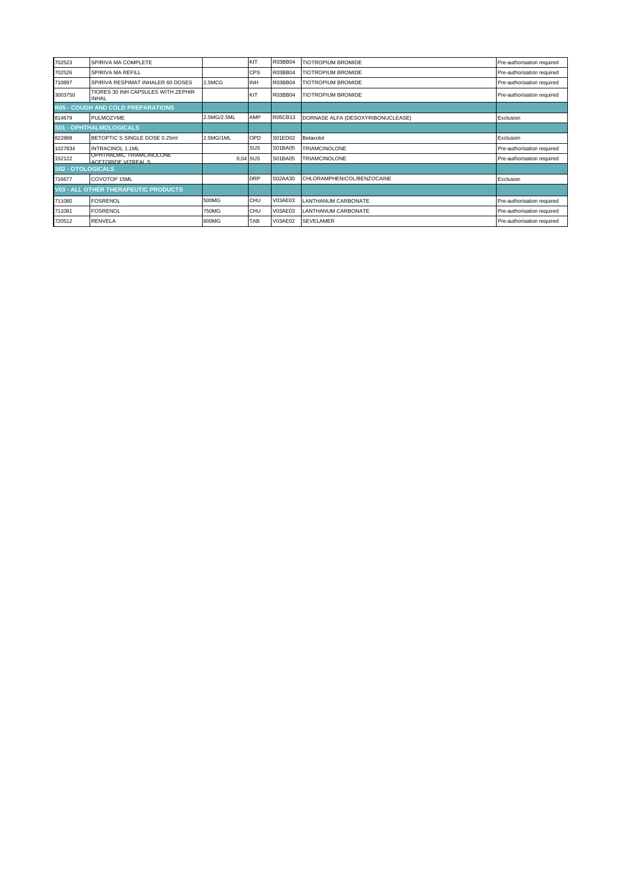| | | | | | | |
|---|---|---|---|---|---|---|
| 702523 | SPIRIVA MA COMPLETE | | KIT | R03BB04 | TIOTROPIUM BROMIDE | Pre-authorisation required |
| 702526 | SPIRIVA MA REFILL | | CPS | R03BB04 | TIOTROPIUM BROMIDE | Pre-authorisation required |
| 710897 | SPIRIVA RESPIMAT INHALER 60 DOSES | 2.5MCG | INH | R03BB04 | TIOTROPIUM BROMIDE | Pre-authorisation required |
| 3003750 | TIORES 30 INH CAPSULES WITH ZEPHIR INHAL | | KIT | R03BB04 | TIOTROPIUM BROMIDE | Pre-authorisation required |
| **R05 - COUGH AND COLD PREPARATIONS** | | | | | | |
| 814679 | PULMOZYME | 2.5MG/2.5ML | AMP | R05CB13 | DORNASE ALFA (DESOXYRIBONUCLEASE) | Exclusion |
| **S01 - OPHTHALMOLOGICALS** | | | | | | |
| 822868 | BETOPTIC S SINGLE DOSE 0.25ml | 2.5MG/1ML | OPD | S01ED02 | Betaxolol | Exclusion |
| 1027834 | INTRACINOL 1.1ML | | SUS | S01BA05 | TRIAMCINOLONE | Pre-authorisation required |
| 152122 | OPHTHALMIC TRIAMCINOLONE ACETONIDE VITREALS | 0,04 | SUS | S01BA05 | TRIAMCINOLONE | Pre-authorisation required |
| **S02 - OTOLOGICALS** | | | | | | |
| 716677 | COVOTOP 15ML | | DRP | S02AA30 | CHLORAMPHENICOL/BENZOCAINE | Exclusion |
| **V03 - ALL OTHER THERAPEUTIC PRODUCTS** | | | | | | |
| 711080 | FOSRENOL | 500MG | CHU | V03AE03 | LANTHANUM CARBONATE | Pre-authorisation required |
| 711081 | FOSRENOL | 750MG | CHU | V03AE03 | LANTHANUM CARBONATE | Pre-authorisation required |
| 720512 | RENVELA | 800MG | TAB | V03AE02 | SEVELAMER | Pre-authorisation required |